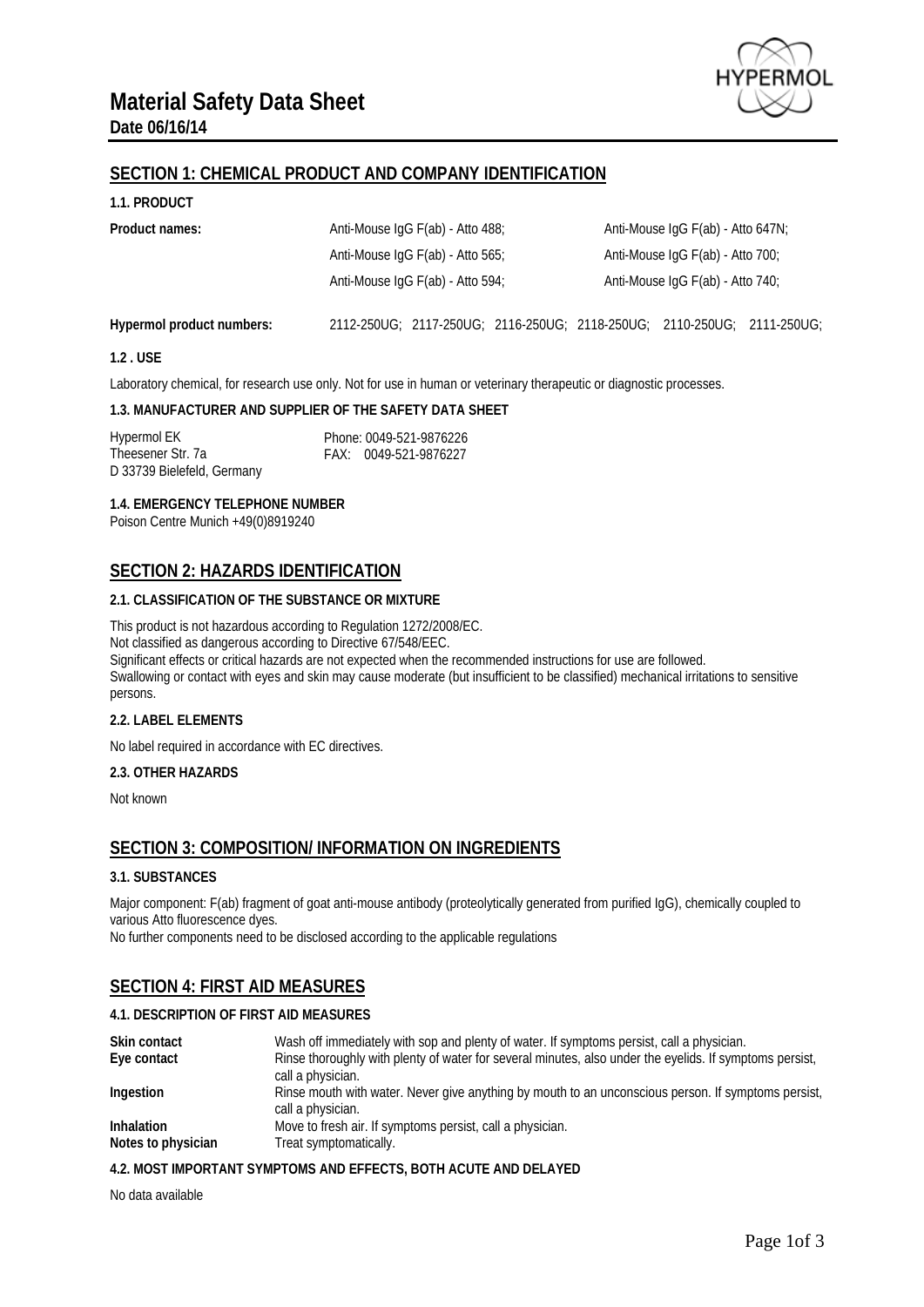# Material Safety Data Sheet

**Date 06/16/14**

## SECTION 1: CHEMICAL PRODUCT AND COMPANY IDENTIFICATION

### 1.1. PRODUCT

| **Product names:** | Anti-Mouse IgG F(ab) - Atto 488; | Anti-Mouse IgG F(ab) - Atto 647N; |
|---|---|---|
| | Anti-Mouse IgG F(ab) - Atto 565; | Anti-Mouse IgG F(ab) - Atto 700; |
| | Anti-Mouse IgG F(ab) - Atto 594; | Anti-Mouse IgG F(ab) - Atto 740; |

**Hypermol product numbers:** 2112-250UG; 2117-250UG; 2116-250UG; 2118-250UG; 2110-250UG; 2111-250UG;

### 1.2 . USE

Laboratory chemical, for research use only. Not for use in human or veterinary therapeutic or diagnostic processes.

### 1.3. MANUFACTURER AND SUPPLIER OF THE SAFETY DATA SHEET

Hypermol EK
Theesener Str. 7a
D 33739 Bielefeld, Germany

Phone: 0049-521-9876226
FAX: 0049-521-9876227

### 1.4. EMERGENCY TELEPHONE NUMBER

Poison Centre Munich +49(0)8919240

## SECTION 2: HAZARDS IDENTIFICATION

### 2.1. CLASSIFICATION OF THE SUBSTANCE OR MIXTURE

This product is not hazardous according to Regulation 1272/2008/EC.
Not classified as dangerous according to Directive 67/548/EEC.
Significant effects or critical hazards are not expected when the recommended instructions for use are followed.
Swallowing or contact with eyes and skin may cause moderate (but insufficient to be classified) mechanical irritations to sensitive persons.

### 2.2. LABEL ELEMENTS

No label required in accordance with EC directives.

### 2.3. OTHER HAZARDS

Not known

## SECTION 3: COMPOSITION/ INFORMATION ON INGREDIENTS

### 3.1. SUBSTANCES

Major component: F(ab) fragment of goat anti-mouse antibody (proteolytically generated from purified IgG), chemically coupled to various Atto fluorescence dyes.
No further components need to be disclosed according to the applicable regulations

## SECTION 4: FIRST AID MEASURES

### 4.1. DESCRIPTION OF FIRST AID MEASURES

| | |
|---|---|
| **Skin contact** | Wash off immediately with sop and plenty of water. If symptoms persist, call a physician. |
| **Eye contact** | Rinse thoroughly with plenty of water for several minutes, also under the eyelids. If symptoms persist, call a physician. |
| **Ingestion** | Rinse mouth with water. Never give anything by mouth to an unconscious person. If symptoms persist, call a physician. |
| **Inhalation** | Move to fresh air. If symptoms persist, call a physician. |
| **Notes to physician** | Treat symptomatically. |

### 4.2. MOST IMPORTANT SYMPTOMS AND EFFECTS, BOTH ACUTE AND DELAYED

No data available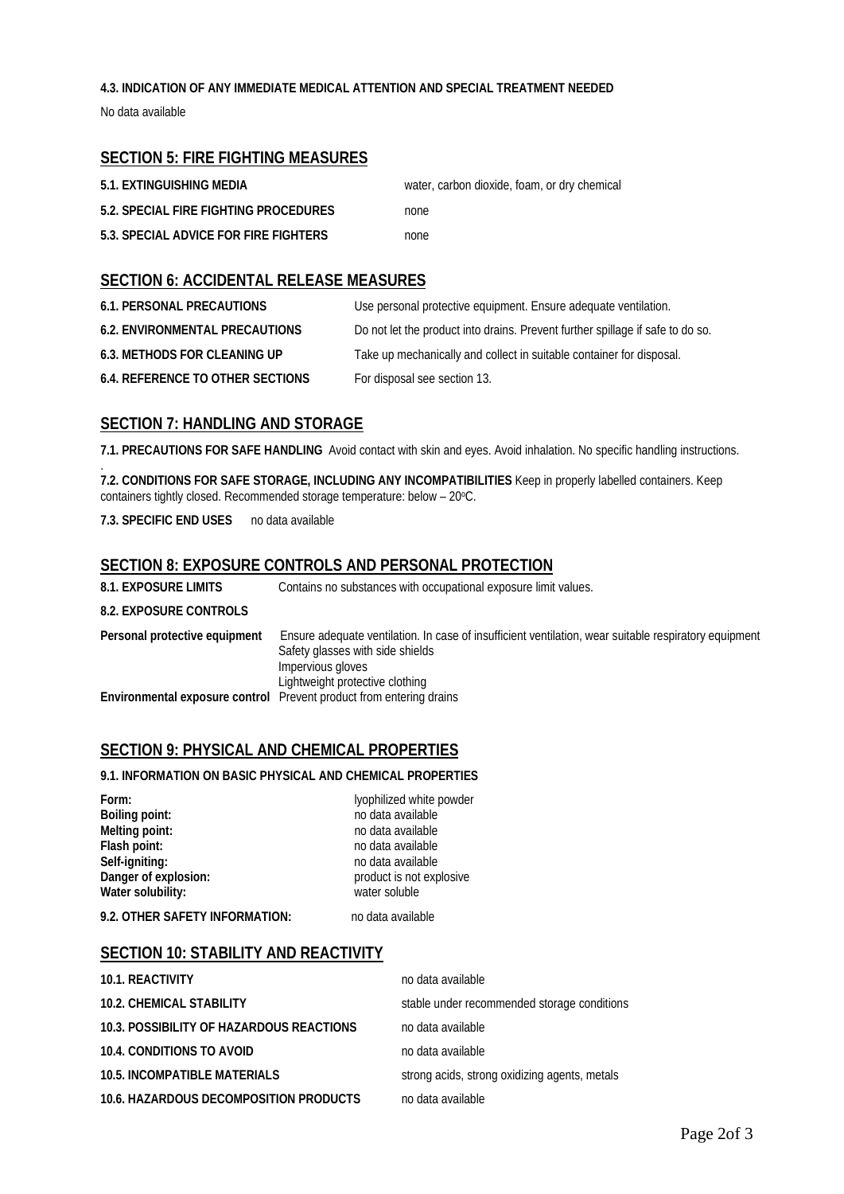**4.3. INDICATION OF ANY IMMEDIATE MEDICAL ATTENTION AND SPECIAL TREATMENT NEEDED**

No data available

## SECTION 5: FIRE FIGHTING MEASURES

| | |
|---|---|
| **5.1. EXTINGUISHING MEDIA** | water, carbon dioxide, foam, or dry chemical |
| **5.2. SPECIAL FIRE FIGHTING PROCEDURES** | none |
| **5.3. SPECIAL ADVICE FOR FIRE FIGHTERS** | none |

## SECTION 6: ACCIDENTAL RELEASE MEASURES

| | |
|---|---|
| **6.1. PERSONAL PRECAUTIONS** | Use personal protective equipment. Ensure adequate ventilation. |
| **6.2. ENVIRONMENTAL PRECAUTIONS** | Do not let the product into drains. Prevent further spillage if safe to do so. |
| **6.3. METHODS FOR CLEANING UP** | Take up mechanically and collect in suitable container for disposal. |
| **6.4. REFERENCE TO OTHER SECTIONS** | For disposal see section 13. |

## SECTION 7: HANDLING AND STORAGE

**7.1. PRECAUTIONS FOR SAFE HANDLING** Avoid contact with skin and eyes. Avoid inhalation. No specific handling instructions.

**7.2. CONDITIONS FOR SAFE STORAGE, INCLUDING ANY INCOMPATIBILITIES** Keep in properly labelled containers. Keep containers tightly closed. Recommended storage temperature: below – 20°C.

**7.3. SPECIFIC END USES** no data available

## SECTION 8: EXPOSURE CONTROLS AND PERSONAL PROTECTION

**8.1. EXPOSURE LIMITS** Contains no substances with occupational exposure limit values.

**8.2. EXPOSURE CONTROLS**

**Personal protective equipment** Ensure adequate ventilation. In case of insufficient ventilation, wear suitable respiratory equipment
Safety glasses with side shields
Impervious gloves
Lightweight protective clothing

**Environmental exposure control** Prevent product from entering drains

## SECTION 9: PHYSICAL AND CHEMICAL PROPERTIES

**9.1. INFORMATION ON BASIC PHYSICAL AND CHEMICAL PROPERTIES**

| | |
|---|---|
| **Form:** | lyophilized white powder |
| **Boiling point:** | no data available |
| **Melting point:** | no data available |
| **Flash point:** | no data available |
| **Self-igniting:** | no data available |
| **Danger of explosion:** | product is not explosive |
| **Water solubility:** | water soluble |

**9.2. OTHER SAFETY INFORMATION:** no data available

## SECTION 10: STABILITY AND REACTIVITY

| | |
|---|---|
| **10.1. REACTIVITY** | no data available |
| **10.2. CHEMICAL STABILITY** | stable under recommended storage conditions |
| **10.3. POSSIBILITY OF HAZARDOUS REACTIONS** | no data available |
| **10.4. CONDITIONS TO AVOID** | no data available |
| **10.5. INCOMPATIBLE MATERIALS** | strong acids, strong oxidizing agents, metals |
| **10.6. HAZARDOUS DECOMPOSITION PRODUCTS** | no data available |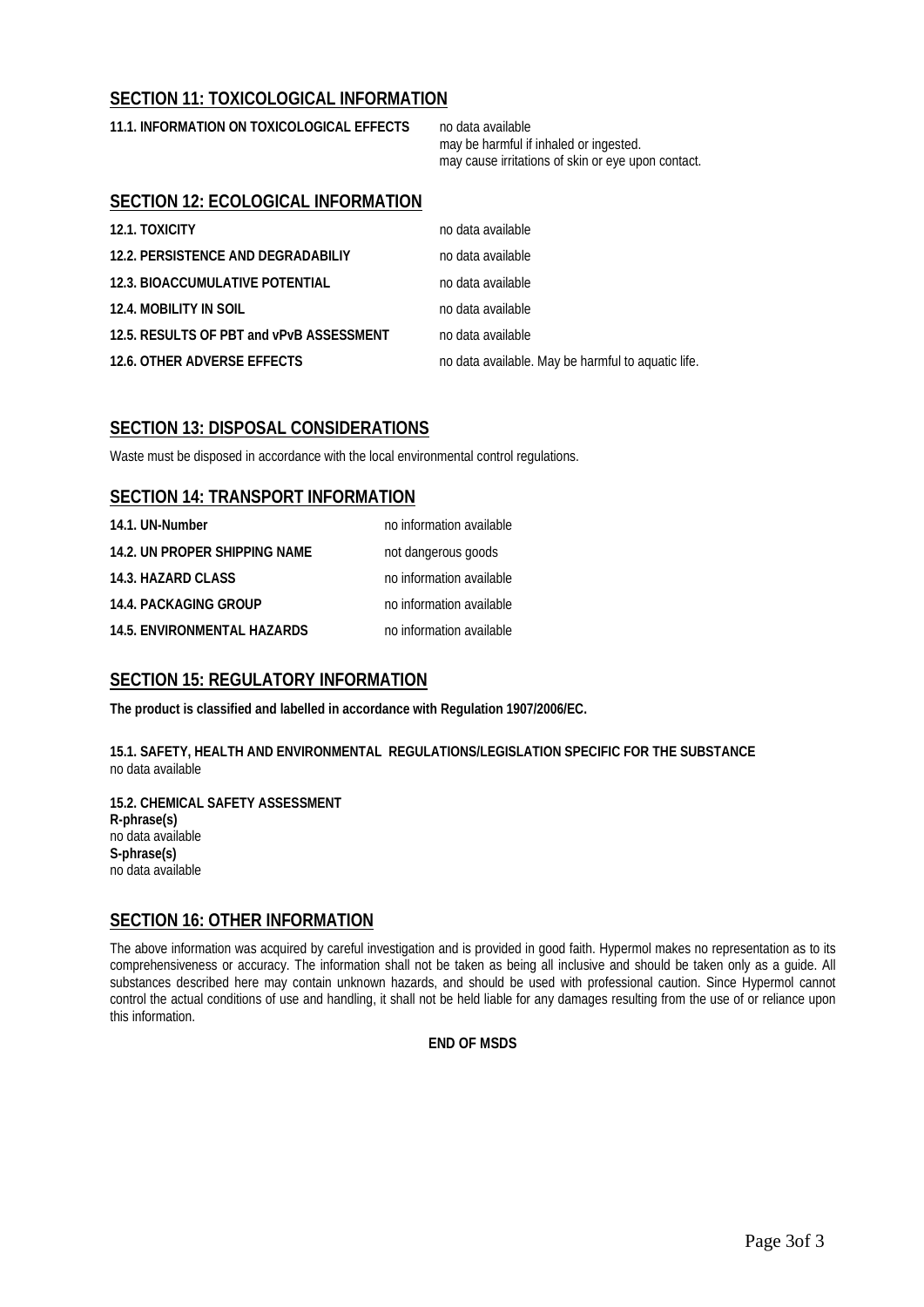## SECTION 11: TOXICOLOGICAL INFORMATION

| | |
|---|---|
| **11.1. INFORMATION ON TOXICOLOGICAL EFFECTS** | no data available<br>may be harmful if inhaled or ingested.<br>may cause irritations of skin or eye upon contact. |

## SECTION 12: ECOLOGICAL INFORMATION

| | |
|---|---|
| **12.1. TOXICITY** | no data available |
| **12.2. PERSISTENCE AND DEGRADABILIY** | no data available |
| **12.3. BIOACCUMULATIVE POTENTIAL** | no data available |
| **12.4. MOBILITY IN SOIL** | no data available |
| **12.5. RESULTS OF PBT and vPvB ASSESSMENT** | no data available |
| **12.6. OTHER ADVERSE EFFECTS** | no data available. May be harmful to aquatic life. |

## SECTION 13: DISPOSAL CONSIDERATIONS

Waste must be disposed in accordance with the local environmental control regulations.

## SECTION 14: TRANSPORT INFORMATION

| | |
|---|---|
| **14.1. UN-Number** | no information available |
| **14.2. UN PROPER SHIPPING NAME** | not dangerous goods |
| **14.3. HAZARD CLASS** | no information available |
| **14.4. PACKAGING GROUP** | no information available |
| **14.5. ENVIRONMENTAL HAZARDS** | no information available |

## SECTION 15: REGULATORY INFORMATION

**The product is classified and labelled in accordance with Regulation 1907/2006/EC.**

**15.1. SAFETY, HEALTH AND ENVIRONMENTAL REGULATIONS/LEGISLATION SPECIFIC FOR THE SUBSTANCE**
no data available

**15.2. CHEMICAL SAFETY ASSESSMENT**
**R-phrase(s)**
no data available
**S-phrase(s)**
no data available

## SECTION 16: OTHER INFORMATION

The above information was acquired by careful investigation and is provided in good faith. Hypermol makes no representation as to its comprehensiveness or accuracy. The information shall not be taken as being all inclusive and should be taken only as a guide. All substances described here may contain unknown hazards, and should be used with professional caution. Since Hypermol cannot control the actual conditions of use and handling, it shall not be held liable for any damages resulting from the use of or reliance upon this information.

**END OF MSDS**